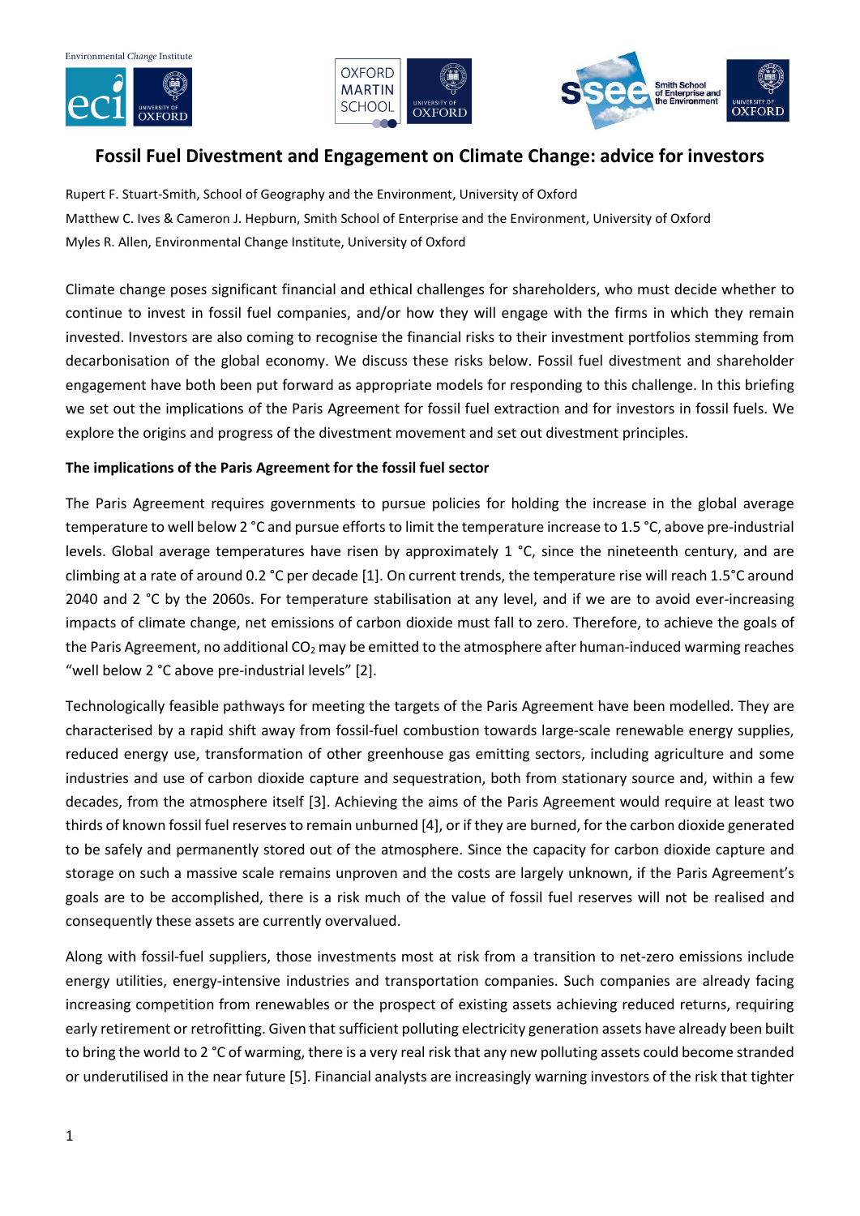# Fossil Fuel Divestment and Engagement on Climate Change: advice for investors

Rupert F. Stuart-Smith, School of Geography and the Environment, University of Oxford
Matthew C. Ives & Cameron J. Hepburn, Smith School of Enterprise and the Environment, University of Oxford
Myles R. Allen, Environmental Change Institute, University of Oxford

Climate change poses significant financial and ethical challenges for shareholders, who must decide whether to continue to invest in fossil fuel companies, and/or how they will engage with the firms in which they remain invested. Investors are also coming to recognise the financial risks to their investment portfolios stemming from decarbonisation of the global economy. We discuss these risks below. Fossil fuel divestment and shareholder engagement have both been put forward as appropriate models for responding to this challenge. In this briefing we set out the implications of the Paris Agreement for fossil fuel extraction and for investors in fossil fuels. We explore the origins and progress of the divestment movement and set out divestment principles.

**The implications of the Paris Agreement for the fossil fuel sector**

The Paris Agreement requires governments to pursue policies for holding the increase in the global average temperature to well below 2 °C and pursue efforts to limit the temperature increase to 1.5 °C, above pre-industrial levels. Global average temperatures have risen by approximately 1 °C, since the nineteenth century, and are climbing at a rate of around 0.2 °C per decade [1]. On current trends, the temperature rise will reach 1.5°C around 2040 and 2 °C by the 2060s. For temperature stabilisation at any level, and if we are to avoid ever-increasing impacts of climate change, net emissions of carbon dioxide must fall to zero. Therefore, to achieve the goals of the Paris Agreement, no additional $CO_2$ may be emitted to the atmosphere after human-induced warming reaches "well below 2 °C above pre-industrial levels" [2].

Technologically feasible pathways for meeting the targets of the Paris Agreement have been modelled. They are characterised by a rapid shift away from fossil-fuel combustion towards large-scale renewable energy supplies, reduced energy use, transformation of other greenhouse gas emitting sectors, including agriculture and some industries and use of carbon dioxide capture and sequestration, both from stationary source and, within a few decades, from the atmosphere itself [3]. Achieving the aims of the Paris Agreement would require at least two thirds of known fossil fuel reserves to remain unburned [4], or if they are burned, for the carbon dioxide generated to be safely and permanently stored out of the atmosphere. Since the capacity for carbon dioxide capture and storage on such a massive scale remains unproven and the costs are largely unknown, if the Paris Agreement's goals are to be accomplished, there is a risk much of the value of fossil fuel reserves will not be realised and consequently these assets are currently overvalued.

Along with fossil-fuel suppliers, those investments most at risk from a transition to net-zero emissions include energy utilities, energy-intensive industries and transportation companies. Such companies are already facing increasing competition from renewables or the prospect of existing assets achieving reduced returns, requiring early retirement or retrofitting. Given that sufficient polluting electricity generation assets have already been built to bring the world to 2 °C of warming, there is a very real risk that any new polluting assets could become stranded or underutilised in the near future [5]. Financial analysts are increasingly warning investors of the risk that tighter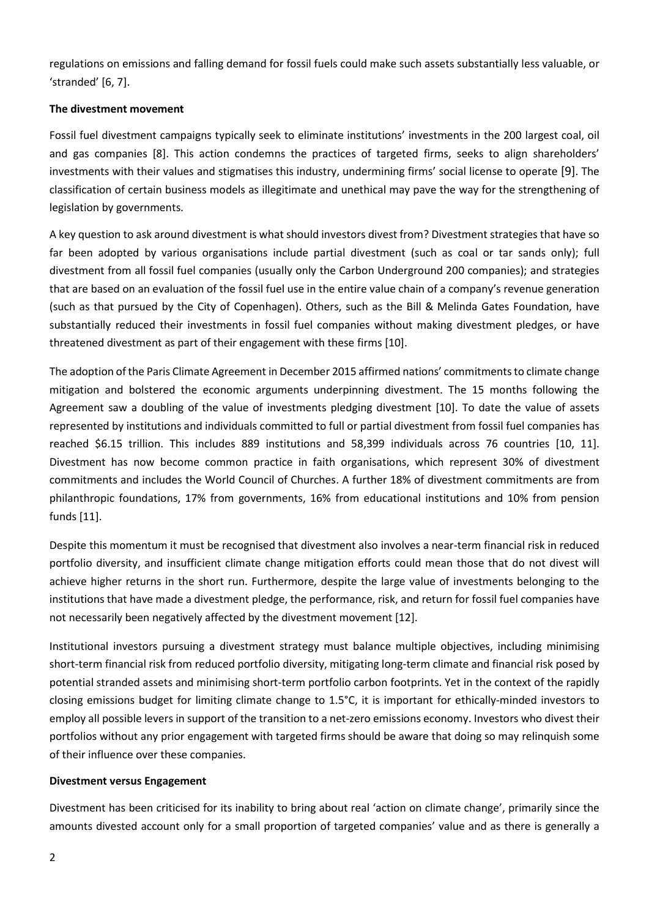regulations on emissions and falling demand for fossil fuels could make such assets substantially less valuable, or 'stranded' [6, 7].

**The divestment movement**

Fossil fuel divestment campaigns typically seek to eliminate institutions' investments in the 200 largest coal, oil and gas companies [8]. This action condemns the practices of targeted firms, seeks to align shareholders' investments with their values and stigmatises this industry, undermining firms' social license to operate [9]. The classification of certain business models as illegitimate and unethical may pave the way for the strengthening of legislation by governments.

A key question to ask around divestment is what should investors divest from? Divestment strategies that have so far been adopted by various organisations include partial divestment (such as coal or tar sands only); full divestment from all fossil fuel companies (usually only the Carbon Underground 200 companies); and strategies that are based on an evaluation of the fossil fuel use in the entire value chain of a company's revenue generation (such as that pursued by the City of Copenhagen). Others, such as the Bill & Melinda Gates Foundation, have substantially reduced their investments in fossil fuel companies without making divestment pledges, or have threatened divestment as part of their engagement with these firms [10].

The adoption of the Paris Climate Agreement in December 2015 affirmed nations' commitments to climate change mitigation and bolstered the economic arguments underpinning divestment. The 15 months following the Agreement saw a doubling of the value of investments pledging divestment [10]. To date the value of assets represented by institutions and individuals committed to full or partial divestment from fossil fuel companies has reached \$6.15 trillion. This includes 889 institutions and 58,399 individuals across 76 countries [10, 11]. Divestment has now become common practice in faith organisations, which represent 30% of divestment commitments and includes the World Council of Churches. A further 18% of divestment commitments are from philanthropic foundations, 17% from governments, 16% from educational institutions and 10% from pension funds [11].

Despite this momentum it must be recognised that divestment also involves a near-term financial risk in reduced portfolio diversity, and insufficient climate change mitigation efforts could mean those that do not divest will achieve higher returns in the short run. Furthermore, despite the large value of investments belonging to the institutions that have made a divestment pledge, the performance, risk, and return for fossil fuel companies have not necessarily been negatively affected by the divestment movement [12].

Institutional investors pursuing a divestment strategy must balance multiple objectives, including minimising short-term financial risk from reduced portfolio diversity, mitigating long-term climate and financial risk posed by potential stranded assets and minimising short-term portfolio carbon footprints. Yet in the context of the rapidly closing emissions budget for limiting climate change to 1.5°C, it is important for ethically-minded investors to employ all possible levers in support of the transition to a net-zero emissions economy. Investors who divest their portfolios without any prior engagement with targeted firms should be aware that doing so may relinquish some of their influence over these companies.

**Divestment versus Engagement**

Divestment has been criticised for its inability to bring about real 'action on climate change', primarily since the amounts divested account only for a small proportion of targeted companies' value and as there is generally a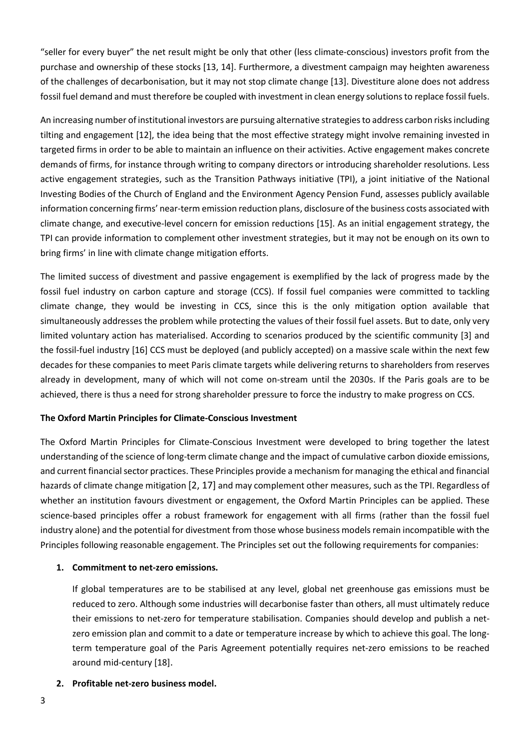"seller for every buyer" the net result might be only that other (less climate-conscious) investors profit from the purchase and ownership of these stocks [13, 14]. Furthermore, a divestment campaign may heighten awareness of the challenges of decarbonisation, but it may not stop climate change [13]. Divestiture alone does not address fossil fuel demand and must therefore be coupled with investment in clean energy solutions to replace fossil fuels.

An increasing number of institutional investors are pursuing alternative strategies to address carbon risks including tilting and engagement [12], the idea being that the most effective strategy might involve remaining invested in targeted firms in order to be able to maintain an influence on their activities. Active engagement makes concrete demands of firms, for instance through writing to company directors or introducing shareholder resolutions. Less active engagement strategies, such as the Transition Pathways initiative (TPI), a joint initiative of the National Investing Bodies of the Church of England and the Environment Agency Pension Fund, assesses publicly available information concerning firms' near-term emission reduction plans, disclosure of the business costs associated with climate change, and executive-level concern for emission reductions [15]. As an initial engagement strategy, the TPI can provide information to complement other investment strategies, but it may not be enough on its own to bring firms' in line with climate change mitigation efforts.

The limited success of divestment and passive engagement is exemplified by the lack of progress made by the fossil fuel industry on carbon capture and storage (CCS). If fossil fuel companies were committed to tackling climate change, they would be investing in CCS, since this is the only mitigation option available that simultaneously addresses the problem while protecting the values of their fossil fuel assets. But to date, only very limited voluntary action has materialised. According to scenarios produced by the scientific community [3] and the fossil-fuel industry [16] CCS must be deployed (and publicly accepted) on a massive scale within the next few decades for these companies to meet Paris climate targets while delivering returns to shareholders from reserves already in development, many of which will not come on-stream until the 2030s. If the Paris goals are to be achieved, there is thus a need for strong shareholder pressure to force the industry to make progress on CCS.

**The Oxford Martin Principles for Climate-Conscious Investment**

The Oxford Martin Principles for Climate-Conscious Investment were developed to bring together the latest understanding of the science of long-term climate change and the impact of cumulative carbon dioxide emissions, and current financial sector practices. These Principles provide a mechanism for managing the ethical and financial hazards of climate change mitigation [2, 17] and may complement other measures, such as the TPI. Regardless of whether an institution favours divestment or engagement, the Oxford Martin Principles can be applied. These science-based principles offer a robust framework for engagement with all firms (rather than the fossil fuel industry alone) and the potential for divestment from those whose business models remain incompatible with the Principles following reasonable engagement. The Principles set out the following requirements for companies:

1. **Commitment to net-zero emissions.**

   If global temperatures are to be stabilised at any level, global net greenhouse gas emissions must be reduced to zero. Although some industries will decarbonise faster than others, all must ultimately reduce their emissions to net-zero for temperature stabilisation. Companies should develop and publish a net-zero emission plan and commit to a date or temperature increase by which to achieve this goal. The long-term temperature goal of the Paris Agreement potentially requires net-zero emissions to be reached around mid-century [18].

2. **Profitable net-zero business model.**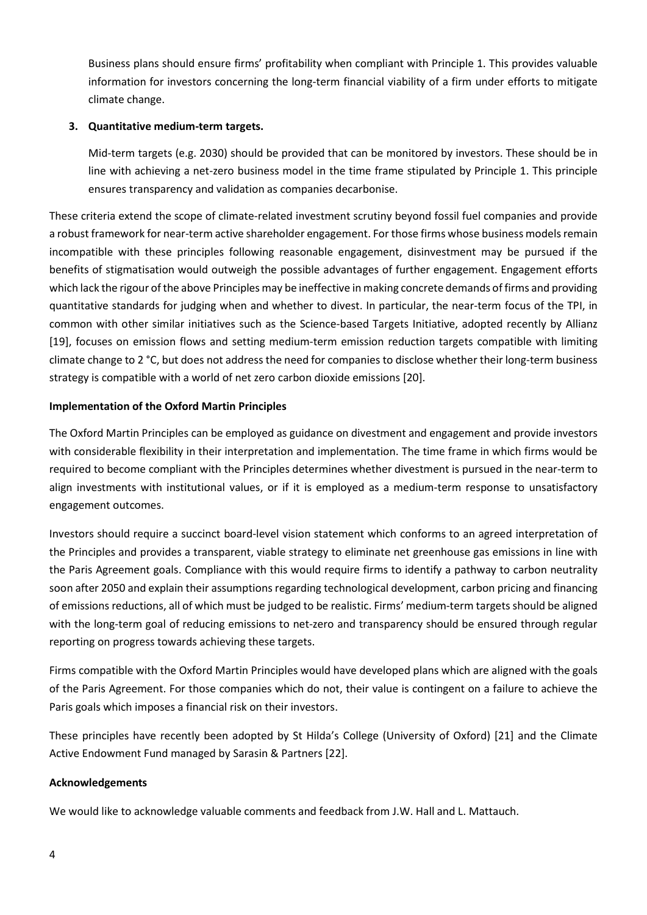Business plans should ensure firms' profitability when compliant with Principle 1. This provides valuable information for investors concerning the long-term financial viability of a firm under efforts to mitigate climate change.

3. **Quantitative medium-term targets.**

   Mid-term targets (e.g. 2030) should be provided that can be monitored by investors. These should be in line with achieving a net-zero business model in the time frame stipulated by Principle 1. This principle ensures transparency and validation as companies decarbonise.

These criteria extend the scope of climate-related investment scrutiny beyond fossil fuel companies and provide a robust framework for near-term active shareholder engagement. For those firms whose business models remain incompatible with these principles following reasonable engagement, disinvestment may be pursued if the benefits of stigmatisation would outweigh the possible advantages of further engagement. Engagement efforts which lack the rigour of the above Principles may be ineffective in making concrete demands of firms and providing quantitative standards for judging when and whether to divest. In particular, the near-term focus of the TPI, in common with other similar initiatives such as the Science-based Targets Initiative, adopted recently by Allianz [19], focuses on emission flows and setting medium-term emission reduction targets compatible with limiting climate change to 2 °C, but does not address the need for companies to disclose whether their long-term business strategy is compatible with a world of net zero carbon dioxide emissions [20].

**Implementation of the Oxford Martin Principles**

The Oxford Martin Principles can be employed as guidance on divestment and engagement and provide investors with considerable flexibility in their interpretation and implementation. The time frame in which firms would be required to become compliant with the Principles determines whether divestment is pursued in the near-term to align investments with institutional values, or if it is employed as a medium-term response to unsatisfactory engagement outcomes.

Investors should require a succinct board-level vision statement which conforms to an agreed interpretation of the Principles and provides a transparent, viable strategy to eliminate net greenhouse gas emissions in line with the Paris Agreement goals. Compliance with this would require firms to identify a pathway to carbon neutrality soon after 2050 and explain their assumptions regarding technological development, carbon pricing and financing of emissions reductions, all of which must be judged to be realistic. Firms' medium-term targets should be aligned with the long-term goal of reducing emissions to net-zero and transparency should be ensured through regular reporting on progress towards achieving these targets.

Firms compatible with the Oxford Martin Principles would have developed plans which are aligned with the goals of the Paris Agreement. For those companies which do not, their value is contingent on a failure to achieve the Paris goals which imposes a financial risk on their investors.

These principles have recently been adopted by St Hilda's College (University of Oxford) [21] and the Climate Active Endowment Fund managed by Sarasin & Partners [22].

**Acknowledgements**

We would like to acknowledge valuable comments and feedback from J.W. Hall and L. Mattauch.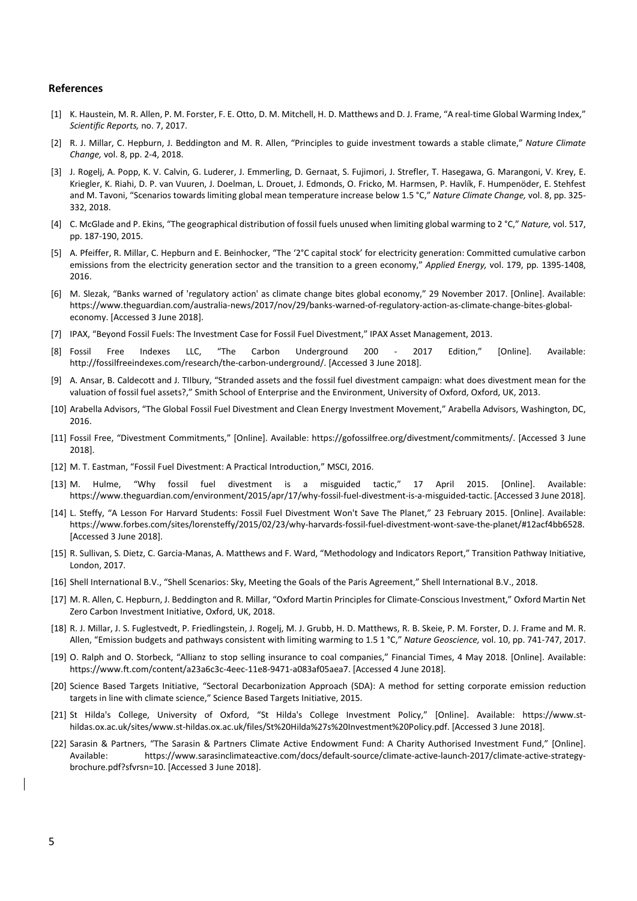## References

[1] K. Haustein, M. R. Allen, P. M. Forster, F. E. Otto, D. M. Mitchell, H. D. Matthews and D. J. Frame, "A real-time Global Warming Index," *Scientific Reports,* no. 7, 2017.

[2] R. J. Millar, C. Hepburn, J. Beddington and M. R. Allen, "Principles to guide investment towards a stable climate," *Nature Climate Change,* vol. 8, pp. 2-4, 2018.

[3] J. Rogelj, A. Popp, K. V. Calvin, G. Luderer, J. Emmerling, D. Gernaat, S. Fujimori, J. Strefler, T. Hasegawa, G. Marangoni, V. Krey, E. Kriegler, K. Riahi, D. P. van Vuuren, J. Doelman, L. Drouet, J. Edmonds, O. Fricko, M. Harmsen, P. Havlík, F. Humpenöder, E. Stehfest and M. Tavoni, "Scenarios towards limiting global mean temperature increase below 1.5 °C," *Nature Climate Change,* vol. 8, pp. 325-332, 2018.

[4] C. McGlade and P. Ekins, "The geographical distribution of fossil fuels unused when limiting global warming to 2 °C," *Nature,* vol. 517, pp. 187-190, 2015.

[5] A. Pfeiffer, R. Millar, C. Hepburn and E. Beinhocker, "The '2°C capital stock' for electricity generation: Committed cumulative carbon emissions from the electricity generation sector and the transition to a green economy," *Applied Energy,* vol. 179, pp. 1395-1408, 2016.

[6] M. Slezak, "Banks warned of 'regulatory action' as climate change bites global economy," 29 November 2017. [Online]. Available: https://www.theguardian.com/australia-news/2017/nov/29/banks-warned-of-regulatory-action-as-climate-change-bites-global-economy. [Accessed 3 June 2018].

[7] IPAX, "Beyond Fossil Fuels: The Investment Case for Fossil Fuel Divestment," IPAX Asset Management, 2013.

[8] Fossil Free Indexes LLC, "The Carbon Underground 200 - 2017 Edition," [Online]. Available: http://fossilfreeindexes.com/research/the-carbon-underground/. [Accessed 3 June 2018].

[9] A. Ansar, B. Caldecott and J. TIlbury, "Stranded assets and the fossil fuel divestment campaign: what does divestment mean for the valuation of fossil fuel assets?," Smith School of Enterprise and the Environment, University of Oxford, Oxford, UK, 2013.

[10] Arabella Advisors, "The Global Fossil Fuel Divestment and Clean Energy Investment Movement," Arabella Advisors, Washington, DC, 2016.

[11] Fossil Free, "Divestment Commitments," [Online]. Available: https://gofossilfree.org/divestment/commitments/. [Accessed 3 June 2018].

[12] M. T. Eastman, "Fossil Fuel Divestment: A Practical Introduction," MSCI, 2016.

[13] M. Hulme, "Why fossil fuel divestment is a misguided tactic," 17 April 2015. [Online]. Available: https://www.theguardian.com/environment/2015/apr/17/why-fossil-fuel-divestment-is-a-misguided-tactic. [Accessed 3 June 2018].

[14] L. Steffy, "A Lesson For Harvard Students: Fossil Fuel Divestment Won't Save The Planet," 23 February 2015. [Online]. Available: https://www.forbes.com/sites/lorensteffy/2015/02/23/why-harvards-fossil-fuel-divestment-wont-save-the-planet/#12acf4bb6528. [Accessed 3 June 2018].

[15] R. Sullivan, S. Dietz, C. Garcia-Manas, A. Matthews and F. Ward, "Methodology and Indicators Report," Transition Pathway Initiative, London, 2017.

[16] Shell International B.V., "Shell Scenarios: Sky, Meeting the Goals of the Paris Agreement," Shell International B.V., 2018.

[17] M. R. Allen, C. Hepburn, J. Beddington and R. Millar, "Oxford Martin Principles for Climate-Conscious Investment," Oxford Martin Net Zero Carbon Investment Initiative, Oxford, UK, 2018.

[18] R. J. Millar, J. S. Fuglestvedt, P. Friedlingstein, J. Rogelj, M. J. Grubb, H. D. Matthews, R. B. Skeie, P. M. Forster, D. J. Frame and M. R. Allen, "Emission budgets and pathways consistent with limiting warming to 1.5 1 °C," *Nature Geoscience,* vol. 10, pp. 741-747, 2017.

[19] O. Ralph and O. Storbeck, "Allianz to stop selling insurance to coal companies," Financial Times, 4 May 2018. [Online]. Available: https://www.ft.com/content/a23a6c3c-4eec-11e8-9471-a083af05aea7. [Accessed 4 June 2018].

[20] Science Based Targets Initiative, "Sectoral Decarbonization Approach (SDA): A method for setting corporate emission reduction targets in line with climate science," Science Based Targets Initiative, 2015.

[21] St Hilda's College, University of Oxford, "St Hilda's College Investment Policy," [Online]. Available: https://www.st-hildas.ox.ac.uk/sites/www.st-hildas.ox.ac.uk/files/St%20Hilda%27s%20Investment%20Policy.pdf. [Accessed 3 June 2018].

[22] Sarasin & Partners, "The Sarasin & Partners Climate Active Endowment Fund: A Charity Authorised Investment Fund," [Online]. Available: https://www.sarasinclimateactive.com/docs/default-source/climate-active-launch-2017/climate-active-strategy-brochure.pdf?sfvrsn=10. [Accessed 3 June 2018].